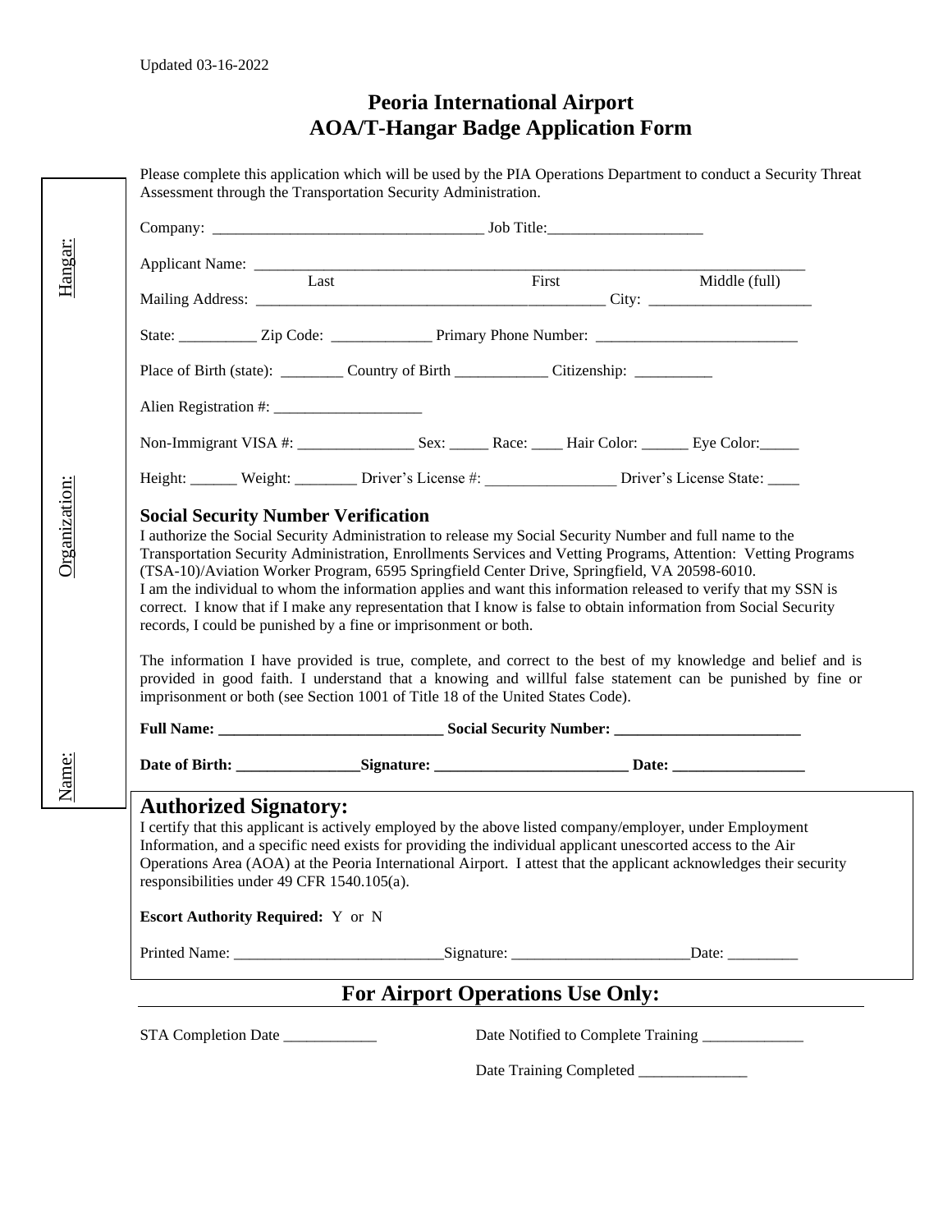Updated 03-16-2022

# Peoria International Airport
# AOA/T-Hangar Badge Application Form

Hangar:

Organization:

Name:

Please complete this application which will be used by the PIA Operations Department to conduct a Security Threat Assessment through the Transportation Security Administration.

Company: ___________________________________ Job Title:____________________

Applicant Name: ___________________________________________________________________________
Last First Middle (full)

Mailing Address: ____________________________________________ City: _____________________

State: __________ Zip Code: _____________ Primary Phone Number: __________________________

Place of Birth (state): ________ Country of Birth ____________ Citizenship: __________

Alien Registration #: ___________________

Non-Immigrant VISA #: _______________ Sex: _____ Race: ____ Hair Color: ______ Eye Color:_____

Height: ______ Weight: ________ Driver's License #: ________________ Driver's License State: ____

### Social Security Number Verification

I authorize the Social Security Administration to release my Social Security Number and full name to the Transportation Security Administration, Enrollments Services and Vetting Programs, Attention: Vetting Programs (TSA-10)/Aviation Worker Program, 6595 Springfield Center Drive, Springfield, VA 20598-6010.
I am the individual to whom the information applies and want this information released to verify that my SSN is correct. I know that if I make any representation that I know is false to obtain information from Social Security records, I could be punished by a fine or imprisonment or both.

The information I have provided is true, complete, and correct to the best of my knowledge and belief and is provided in good faith. I understand that a knowing and willful false statement can be punished by fine or imprisonment or both (see Section 1001 of Title 18 of the United States Code).

**Full Name: _____________________________ Social Security Number: ________________________**

**Date of Birth: ________________Signature: _________________________ Date: _________________**

## Authorized Signatory:

I certify that this applicant is actively employed by the above listed company/employer, under Employment Information, and a specific need exists for providing the individual applicant unescorted access to the Air Operations Area (AOA) at the Peoria International Airport. I attest that the applicant acknowledges their security responsibilities under 49 CFR 1540.105(a).

**Escort Authority Required:** Y or N

Printed Name: ___________________________Signature: _______________________Date: _________

## For Airport Operations Use Only:

STA Completion Date ____________

Date Notified to Complete Training _____________

Date Training Completed ______________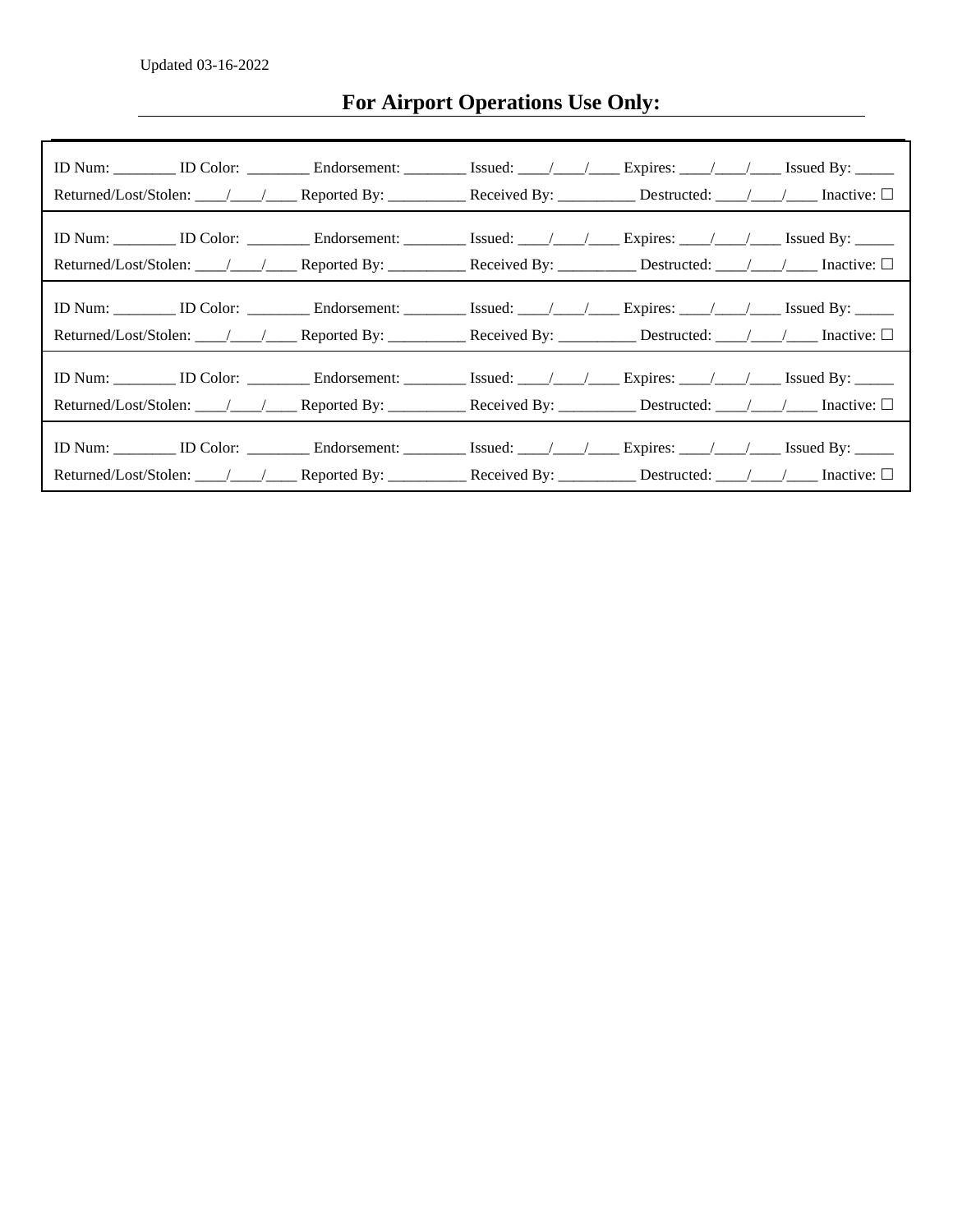Updated 03-16-2022

## For Airport Operations Use Only:

| |
|---|
| ID Num: ________ ID Color: ________ Endorsement: ________ Issued: ____/____/____ Expires: ____/____/____ Issued By: _____ <br> Returned/Lost/Stolen: ____/____/____ Reported By: __________ Received By: __________ Destructed: ____/____/____ Inactive: ☐ |
| ID Num: ________ ID Color: ________ Endorsement: ________ Issued: ____/____/____ Expires: ____/____/____ Issued By: _____ <br> Returned/Lost/Stolen: ____/____/____ Reported By: __________ Received By: __________ Destructed: ____/____/____ Inactive: ☐ |
| ID Num: ________ ID Color: ________ Endorsement: ________ Issued: ____/____/____ Expires: ____/____/____ Issued By: _____ <br> Returned/Lost/Stolen: ____/____/____ Reported By: __________ Received By: __________ Destructed: ____/____/____ Inactive: ☐ |
| ID Num: ________ ID Color: ________ Endorsement: ________ Issued: ____/____/____ Expires: ____/____/____ Issued By: _____ <br> Returned/Lost/Stolen: ____/____/____ Reported By: __________ Received By: __________ Destructed: ____/____/____ Inactive: ☐ |
| ID Num: ________ ID Color: ________ Endorsement: ________ Issued: ____/____/____ Expires: ____/____/____ Issued By: _____ <br> Returned/Lost/Stolen: ____/____/____ Reported By: __________ Received By: __________ Destructed: ____/____/____ Inactive: ☐ |